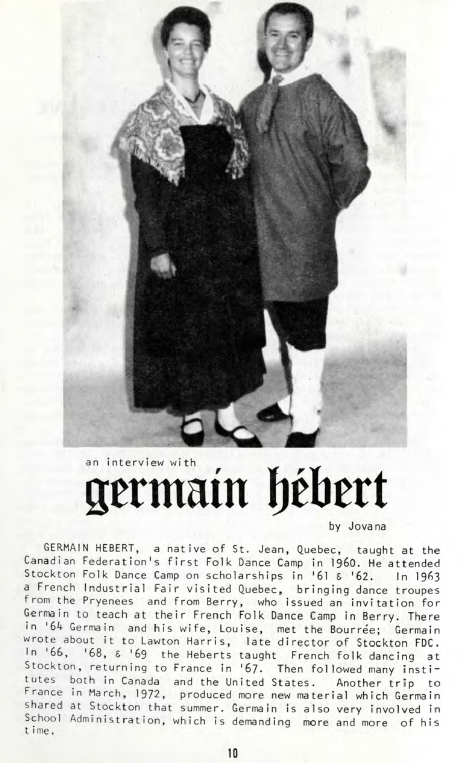an interview with

# germain hébert

by Jovana

GERMAIN HEBERT, a native of St. Jean, Quebec, taught at the Canadian Federation's first Folk Dance Camp in 1960. He attended Stockton Folk Dance Camp on scholarships in '61 & '62. In 1963 a French Industrial Fair visited Quebec, bringing dance troupes from the Pryenees and from Berry, who issued an invitation for Germain to teach at their French Folk Dance Camp in Berry. There in '64 Germain and his wife, Louise, met the Bourrée; Germain wrote about it to Lawton Harris, late director of Stockton FDC. In '66, '68, & '69 the Heberts taught French folk dancing at Stockton, returning to France in '67. Then followed many institutes both in Canada and the United States. Another trip to France in March, 1972, produced more new material which Germain shared at Stockton that summer. Germain is also very involved in School Administration, which is demanding more and more of his time.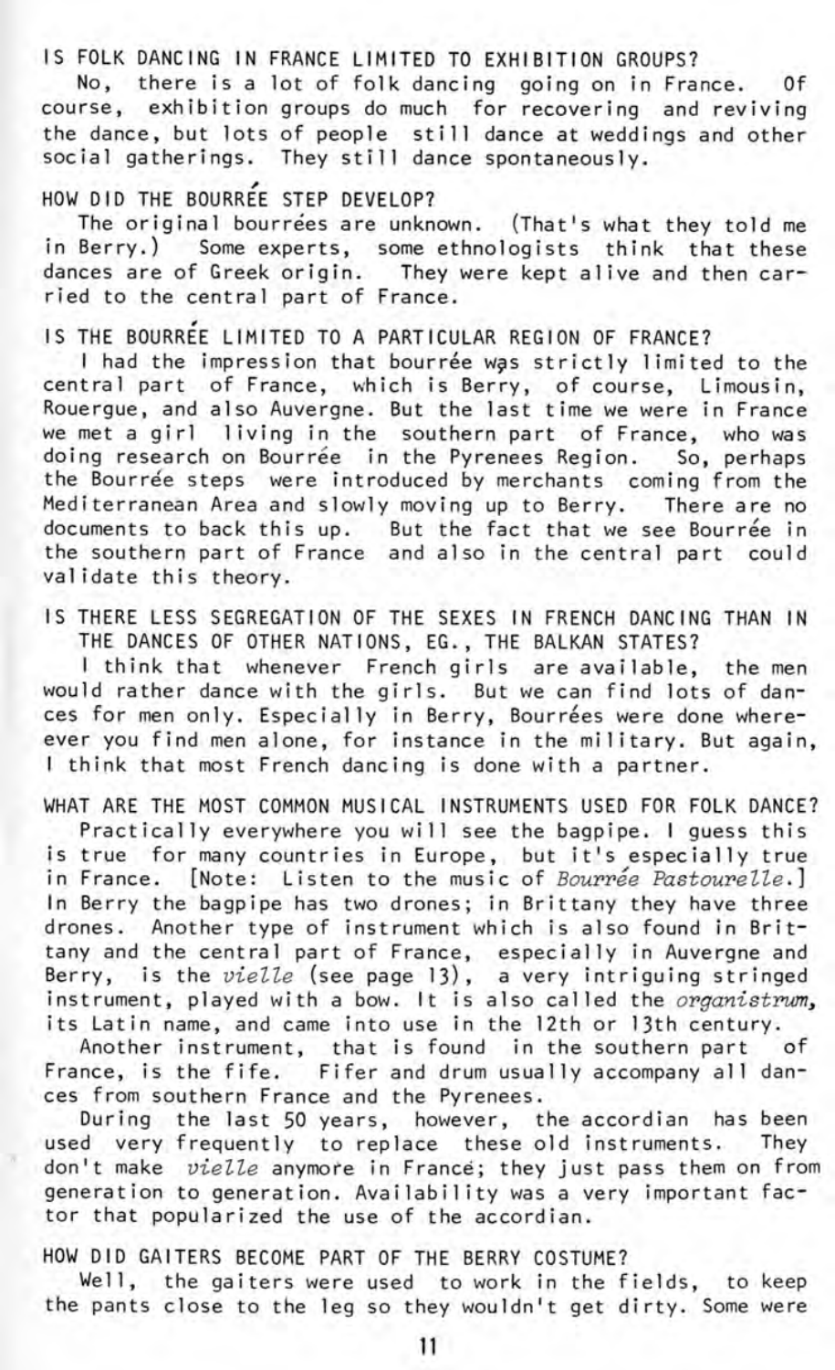IS FOLK DANCING IN FRANCE LIMITED TO EXHIBITION GROUPS?

No, there is a lot of folk dancing going on in France. Of course, exhibition groups do much for recovering and reviving the dance, but lots of people still dance at weddings and other social gatherings. They still dance spontaneously.

HOW DID THE BOURRÉE STEP DEVELOP?

The original bourrées are unknown. (That's what they told me in Berry.) Some experts, some ethnologists think that these dances are of Greek origin. They were kept alive and then carried to the central part of France.

IS THE BOURRÉE LIMITED TO A PARTICULAR REGION OF FRANCE?

I had the impression that bourrée was strictly limited to the central part of France, which is Berry, of course, Limousin, Rouergue, and also Auvergne. But the last time we were in France we met a girl living in the southern part of France, who was doing research on Bourrée in the Pyrenees Region. So, perhaps the Bourrée steps were introduced by merchants coming from the Mediterranean Area and slowly moving up to Berry. There are no documents to back this up. But the fact that we see Bourrée in the southern part of France and also in the central part could validate this theory.

IS THERE LESS SEGREGATION OF THE SEXES IN FRENCH DANCING THAN IN THE DANCES OF OTHER NATIONS, EG., THE BALKAN STATES?

I think that whenever French girls are available, the men would rather dance with the girls. But we can find lots of dances for men only. Especially in Berry, Bourrées were done whereever you find men alone, for instance in the military. But again, I think that most French dancing is done with a partner.

WHAT ARE THE MOST COMMON MUSICAL INSTRUMENTS USED FOR FOLK DANCE?

Practically everywhere you will see the bagpipe. I guess this is true for many countries in Europe, but it's especially true in France. [Note: Listen to the music of *Bourrée Pastourelle*.] In Berry the bagpipe has two drones; in Brittany they have three drones. Another type of instrument which is also found in Brittany and the central part of France, especially in Auvergne and Berry, is the *vielle* (see page 13), a very intriguing stringed instrument, played with a bow. It is also called the *organistrum*, its Latin name, and came into use in the 12th or 13th century.

Another instrument, that is found in the southern part of France, is the fife. Fifer and drum usually accompany all dances from southern France and the Pyrenees.

During the last 50 years, however, the accordian has been used very frequently to replace these old instruments. They don't make *vielle* anymore in France; they just pass them on from generation to generation. Availability was a very important factor that popularized the use of the accordian.

HOW DID GAITERS BECOME PART OF THE BERRY COSTUME?

Well, the gaiters were used to work in the fields, to keep the pants close to the leg so they wouldn't get dirty. Some were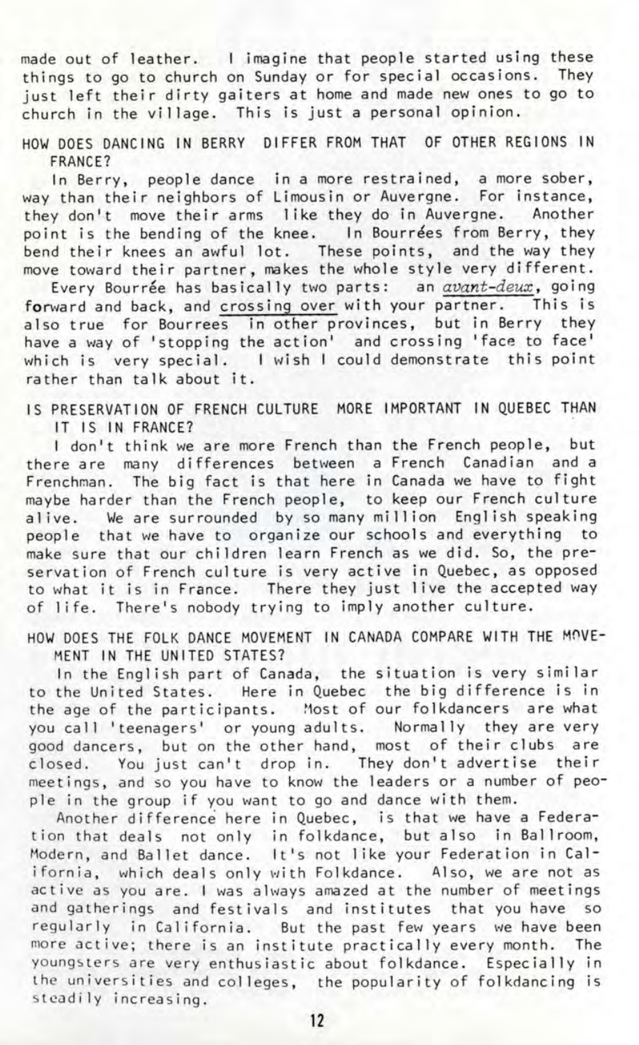made out of leather. I imagine that people started using these things to go to church on Sunday or for special occasions. They just left their dirty gaiters at home and made new ones to go to church in the village. This is just a personal opinion.

## HOW DOES DANCING IN BERRY DIFFER FROM THAT OF OTHER REGIONS IN FRANCE?

In Berry, people dance in a more restrained, a more sober, way than their neighbors of Limousin or Auvergne. For instance, they don't move their arms like they do in Auvergne. Another point is the bending of the knee. In Bourrées from Berry, they bend their knees an awful lot. These points, and the way they move toward their partner, makes the whole style very different.

Every Bourrée has basically two parts: an *avant-deux*, going forward and back, and crossing over with your partner. This is also true for Bourrees in other provinces, but in Berry they have a way of 'stopping the action' and crossing 'face to face' which is very special. I wish I could demonstrate this point rather than talk about it.

## IS PRESERVATION OF FRENCH CULTURE MORE IMPORTANT IN QUEBEC THAN IT IS IN FRANCE?

I don't think we are more French than the French people, but there are many differences between a French Canadian and a Frenchman. The big fact is that here in Canada we have to fight maybe harder than the French people, to keep our French culture alive. We are surrounded by so many million English speaking people that we have to organize our schools and everything to make sure that our children learn French as we did. So, the preservation of French culture is very active in Quebec, as opposed to what it is in France. There they just live the accepted way of life. There's nobody trying to imply another culture.

## HOW DOES THE FOLK DANCE MOVEMENT IN CANADA COMPARE WITH THE MOVEMENT IN THE UNITED STATES?

In the English part of Canada, the situation is very similar to the United States. Here in Quebec the big difference is in the age of the participants. Most of our folkdancers are what you call 'teenagers' or young adults. Normally they are very good dancers, but on the other hand, most of their clubs are closed. You just can't drop in. They don't advertise their meetings, and so you have to know the leaders or a number of people in the group if you want to go and dance with them.

Another difference here in Quebec, is that we have a Federation that deals not only in folkdance, but also in Ballroom, Modern, and Ballet dance. It's not like your Federation in California, which deals only with Folkdance. Also, we are not as active as you are. I was always amazed at the number of meetings and gatherings and festivals and institutes that you have so regularly in California. But the past few years we have been more active; there is an institute practically every month. The youngsters are very enthusiastic about folkdance. Especially in the universities and colleges, the popularity of folkdancing is steadily increasing.